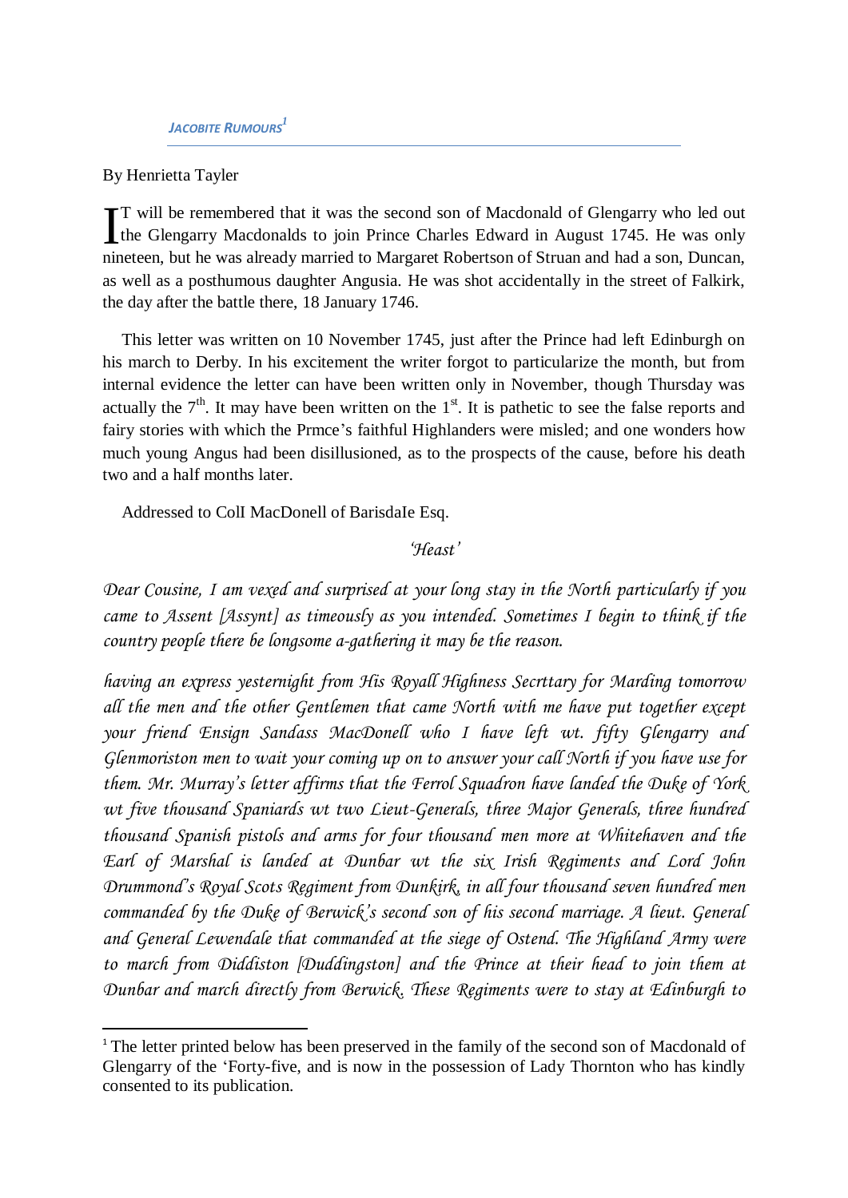# *Jacobite Rumours*[1]

By Henrietta Tayler

IT will be remembered that it was the second son of Macdonald of Glengarry who led out the Glengarry Macdonalds to join Prince Charles Edward in August 1745. He was only nineteen, but he was already married to Margaret Robertson of Struan and had a son, Duncan, as well as a posthumous daughter Angusia. He was shot accidentally in the street of Falkirk, the day after the battle there, 18 January 1746.

This letter was written on 10 November 1745, just after the Prince had left Edinburgh on his march to Derby. In his excitement the writer forgot to particularize the month, but from internal evidence the letter can have been written only in November, though Thursday was actually the 7th. It may have been written on the 1st. It is pathetic to see the false reports and fairy stories with which the Prmce's faithful Highlanders were misled; and one wonders how much young Angus had been disillusioned, as to the prospects of the cause, before his death two and a half months later.

Addressed to ColI MacDonell of BarisdaIe Esq.

*'Heast'*

*Dear Cousine, I am vexed and surprised at your long stay in the North particularly if you came to Assent [Assynt] as timeously as you intended. Sometimes I begin to think if the country people there be longsome a-gathering it may be the reason.*

*having an express yesternight from His Royall Highness Secrttary for Marding tomorrow all the men and the other Gentlemen that came North with me have put together except your friend Ensign Sandass MacDonell who I have left wt. fifty Glengarry and Glenmoriston men to wait your coming up on to answer your call North if you have use for them. Mr. Murray's letter affirms that the Ferrol Squadron have landed the Duke of York wt five thousand Spaniards wt two Lieut-Generals, three Major Generals, three hundred thousand Spanish pistols and arms for four thousand men more at Whitehaven and the Earl of Marshal is landed at Dunbar wt the six Irish Regiments and Lord John Drummond's Royal Scots Regiment from Dunkirk, in all four thousand seven hundred men commanded by the Duke of Berwick's second son of his second marriage. A lieut. General and General Lewendale that commanded at the siege of Ostend. The Highland Army were to march from Diddiston [Duddingston] and the Prince at their head to join them at Dunbar and march directly from Berwick. These Regiments were to stay at Edinburgh to*

[1] The letter printed below has been preserved in the family of the second son of Macdonald of Glengarry of the 'Forty-five, and is now in the possession of Lady Thornton who has kindly consented to its publication.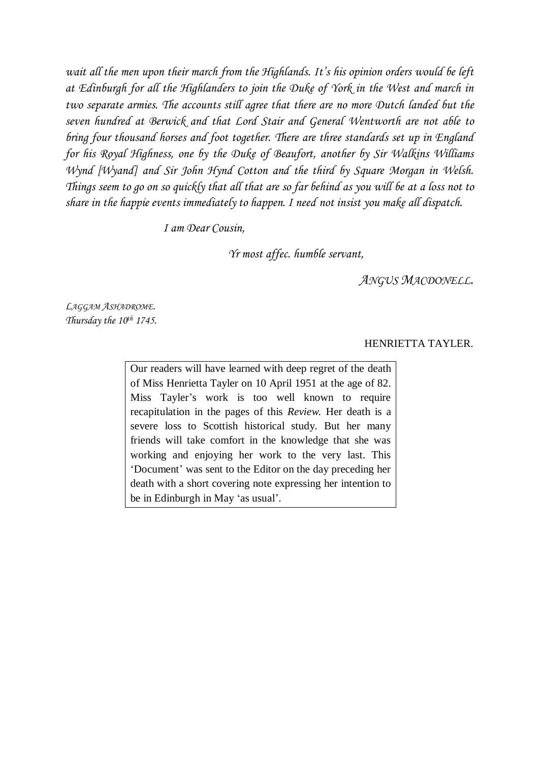*wait all the men upon their march from the Highlands. It's his opinion orders would be left at Edinburgh for all the Highlanders to join the Duke of York in the West and march in two separate armies. The accounts still agree that there are no more Dutch landed but the seven hundred at Berwick and that Lord Stair and General Wentworth are not able to bring four thousand horses and foot together. There are three standards set up in England for his Royal Highness, one by the Duke of Beaufort, another by Sir Walkins Williams Wynd [Wyand] and Sir John Hynd Cotton and the third by Square Morgan in Welsh. Things seem to go on so quickly that all that are so far behind as you will be at a loss not to share in the happie events immediately to happen. I need not insist you make all dispatch.*

*I am Dear Cousin,*

*Yr most affec. humble servant,*

*ANGUS MACDONELL.*

*LAGGAM ASHADROME.*
*Thursday the 10th 1745.*

HENRIETTA TAYLER.

Our readers will have learned with deep regret of the death of Miss Henrietta Tayler on 10 April 1951 at the age of 82. Miss Tayler's work is too well known to require recapitulation in the pages of this *Review*. Her death is a severe loss to Scottish historical study. But her many friends will take comfort in the knowledge that she was working and enjoying her work to the very last. This 'Document' was sent to the Editor on the day preceding her death with a short covering note expressing her intention to be in Edinburgh in May 'as usual'.